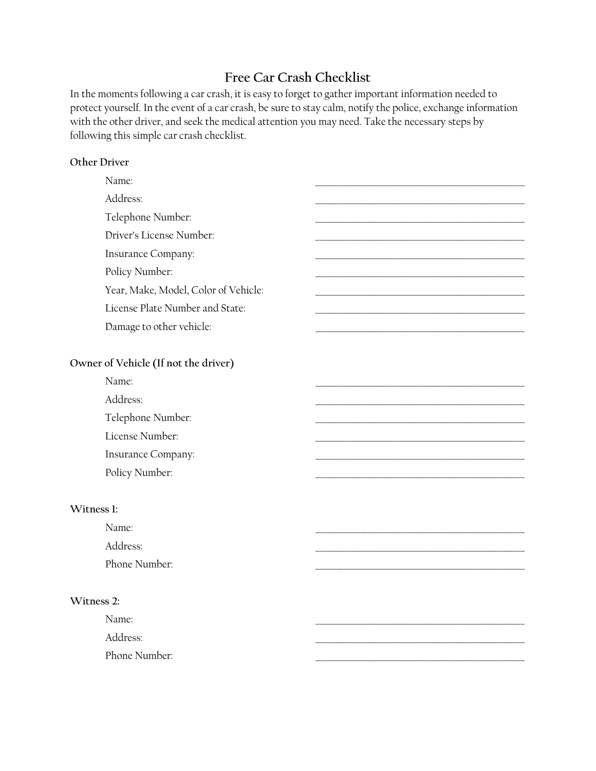# Free Car Crash Checklist

In the moments following a car crash, it is easy to forget to gather important information needed to protect yourself. In the event of a car crash, be sure to stay calm, notify the police, exchange information with the other driver, and seek the medical attention you may need. Take the necessary steps by following this simple car crash checklist.

**Other Driver**

Name: ______________________________

Address: ______________________________

Telephone Number: ______________________________

Driver's License Number: ______________________________

Insurance Company: ______________________________

Policy Number: ______________________________

Year, Make, Model, Color of Vehicle: ______________________________

License Plate Number and State: ______________________________

Damage to other vehicle: ______________________________

**Owner of Vehicle (If not the driver)**

Name: ______________________________

Address: ______________________________

Telephone Number: ______________________________

License Number: ______________________________

Insurance Company: ______________________________

Policy Number: ______________________________

**Witness 1:**

Name: ______________________________

Address: ______________________________

Phone Number: ______________________________

**Witness 2:**

Name: ______________________________

Address: ______________________________

Phone Number: ______________________________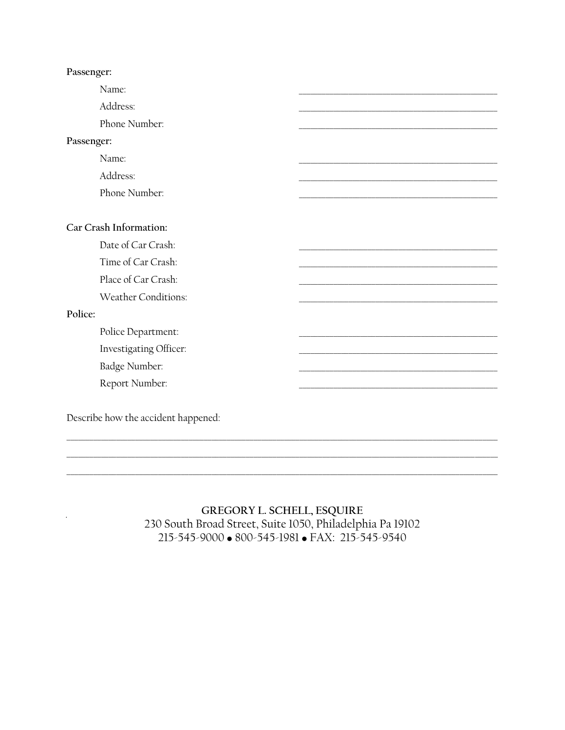**Passenger:**

Name: ______________________________

Address: ______________________________

Phone Number: ______________________________

**Passenger:**

Name: ______________________________

Address: ______________________________

Phone Number: ______________________________

**Car Crash Information:**

Date of Car Crash: ______________________________

Time of Car Crash: ______________________________

Place of Car Crash: ______________________________

Weather Conditions: ______________________________

**Police:**

Police Department: ______________________________

Investigating Officer: ______________________________

Badge Number: ______________________________

Report Number: ______________________________

Describe how the accident happened:

__________________________________________________________________________

__________________________________________________________________________

__________________________________________________________________________

**GREGORY L. SCHELL, ESQUIRE**
230 South Broad Street, Suite 1050, Philadelphia Pa 19102
215-545-9000 • 800-545-1981 • FAX: 215-545-9540